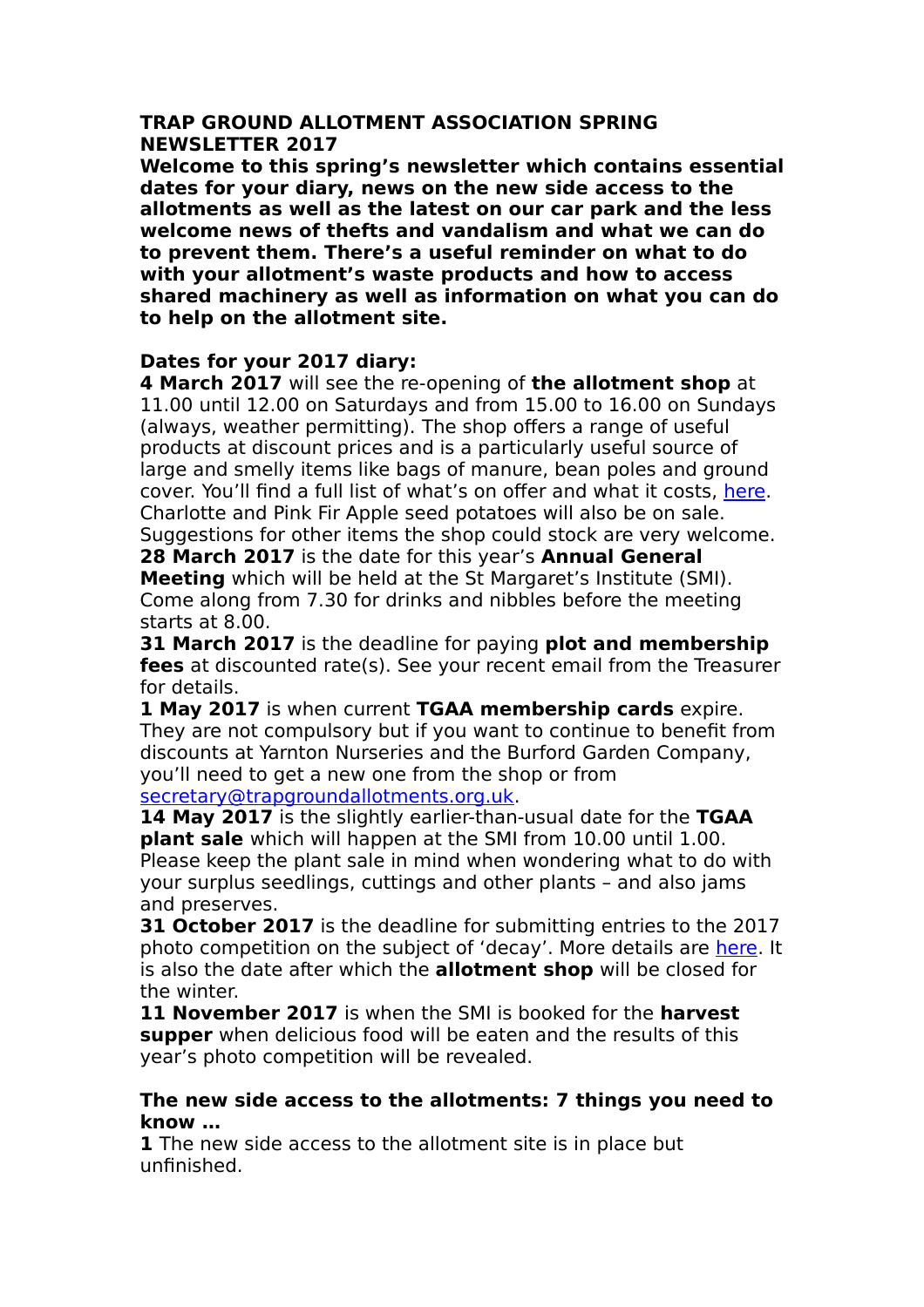# TRAP GROUND ALLOTMENT ASSOCIATION SPRING NEWSLETTER 2017

**Welcome to this spring's newsletter which contains essential dates for your diary, news on the new side access to the allotments as well as the latest on our car park and the less welcome news of thefts and vandalism and what we can do to prevent them. There's a useful reminder on what to do with your allotment's waste products and how to access shared machinery as well as information on what you can do to help on the allotment site.**

## Dates for your 2017 diary:

**4 March 2017** will see the re-opening of **the allotment shop** at 11.00 until 12.00 on Saturdays and from 15.00 to 16.00 on Sundays (always, weather permitting). The shop offers a range of useful products at discount prices and is a particularly useful source of large and smelly items like bags of manure, bean poles and ground cover. You'll find a full list of what's on offer and what it costs, here. Charlotte and Pink Fir Apple seed potatoes will also be on sale. Suggestions for other items the shop could stock are very welcome.

**28 March 2017** is the date for this year's **Annual General Meeting** which will be held at the St Margaret's Institute (SMI). Come along from 7.30 for drinks and nibbles before the meeting starts at 8.00.

**31 March 2017** is the deadline for paying **plot and membership fees** at discounted rate(s). See your recent email from the Treasurer for details.

**1 May 2017** is when current **TGAA membership cards** expire. They are not compulsory but if you want to continue to benefit from discounts at Yarnton Nurseries and the Burford Garden Company, you'll need to get a new one from the shop or from secretary@trapgroundallotments.org.uk.

**14 May 2017** is the slightly earlier-than-usual date for the **TGAA plant sale** which will happen at the SMI from 10.00 until 1.00. Please keep the plant sale in mind when wondering what to do with your surplus seedlings, cuttings and other plants – and also jams and preserves.

**31 October 2017** is the deadline for submitting entries to the 2017 photo competition on the subject of 'decay'. More details are here. It is also the date after which the **allotment shop** will be closed for the winter.

**11 November 2017** is when the SMI is booked for the **harvest supper** when delicious food will be eaten and the results of this year's photo competition will be revealed.

## The new side access to the allotments: 7 things you need to know …

**1** The new side access to the allotment site is in place but unfinished.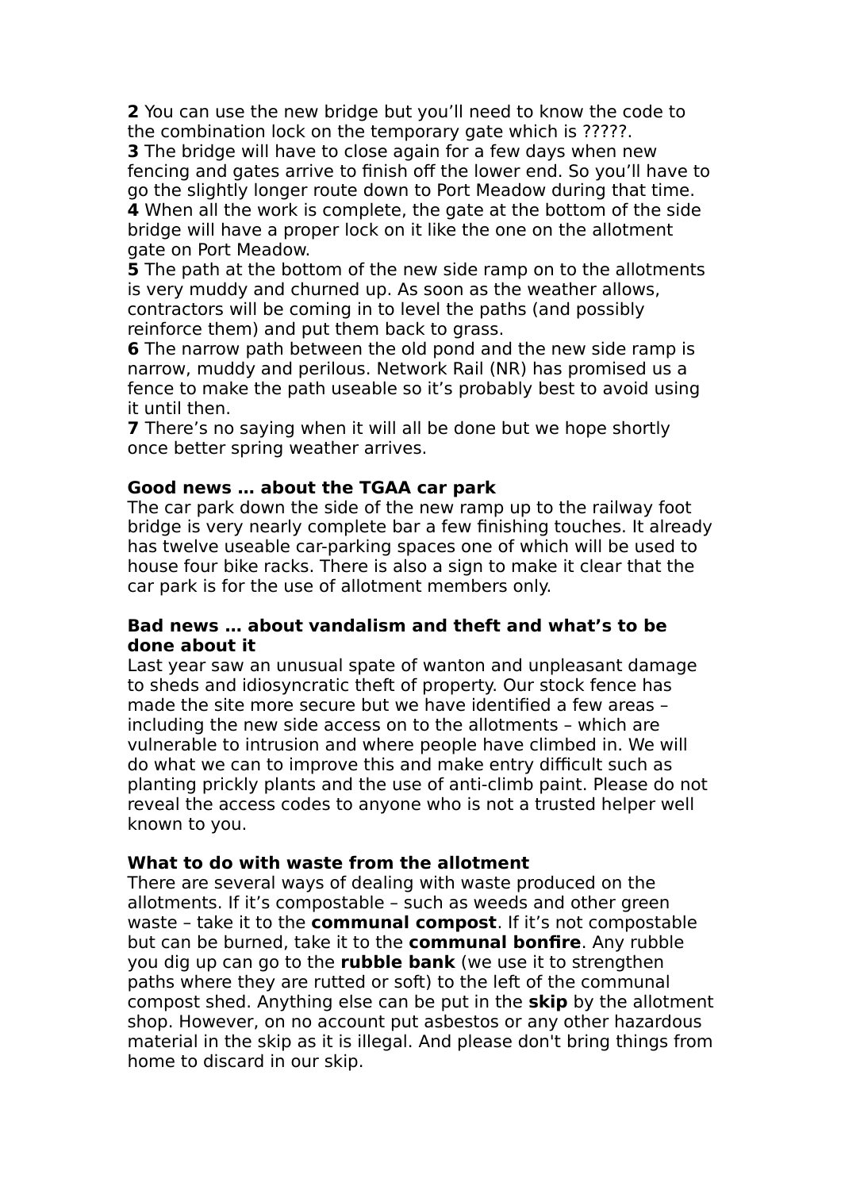**2** You can use the new bridge but you'll need to know the code to the combination lock on the temporary gate which is ?????.
**3** The bridge will have to close again for a few days when new fencing and gates arrive to finish off the lower end. So you'll have to go the slightly longer route down to Port Meadow during that time.
**4** When all the work is complete, the gate at the bottom of the side bridge will have a proper lock on it like the one on the allotment gate on Port Meadow.
**5** The path at the bottom of the new side ramp on to the allotments is very muddy and churned up. As soon as the weather allows, contractors will be coming in to level the paths (and possibly reinforce them) and put them back to grass.
**6** The narrow path between the old pond and the new side ramp is narrow, muddy and perilous. Network Rail (NR) has promised us a fence to make the path useable so it's probably best to avoid using it until then.
**7** There's no saying when it will all be done but we hope shortly once better spring weather arrives.

**Good news … about the TGAA car park**
The car park down the side of the new ramp up to the railway foot bridge is very nearly complete bar a few finishing touches. It already has twelve useable car-parking spaces one of which will be used to house four bike racks. There is also a sign to make it clear that the car park is for the use of allotment members only.

**Bad news … about vandalism and theft and what's to be done about it**
Last year saw an unusual spate of wanton and unpleasant damage to sheds and idiosyncratic theft of property. Our stock fence has made the site more secure but we have identified a few areas – including the new side access on to the allotments – which are vulnerable to intrusion and where people have climbed in. We will do what we can to improve this and make entry difficult such as planting prickly plants and the use of anti-climb paint. Please do not reveal the access codes to anyone who is not a trusted helper well known to you.

**What to do with waste from the allotment**
There are several ways of dealing with waste produced on the allotments. If it's compostable – such as weeds and other green waste – take it to the **communal compost**. If it's not compostable but can be burned, take it to the **communal bonfire**. Any rubble you dig up can go to the **rubble bank** (we use it to strengthen paths where they are rutted or soft) to the left of the communal compost shed. Anything else can be put in the **skip** by the allotment shop. However, on no account put asbestos or any other hazardous material in the skip as it is illegal. And please don't bring things from home to discard in our skip.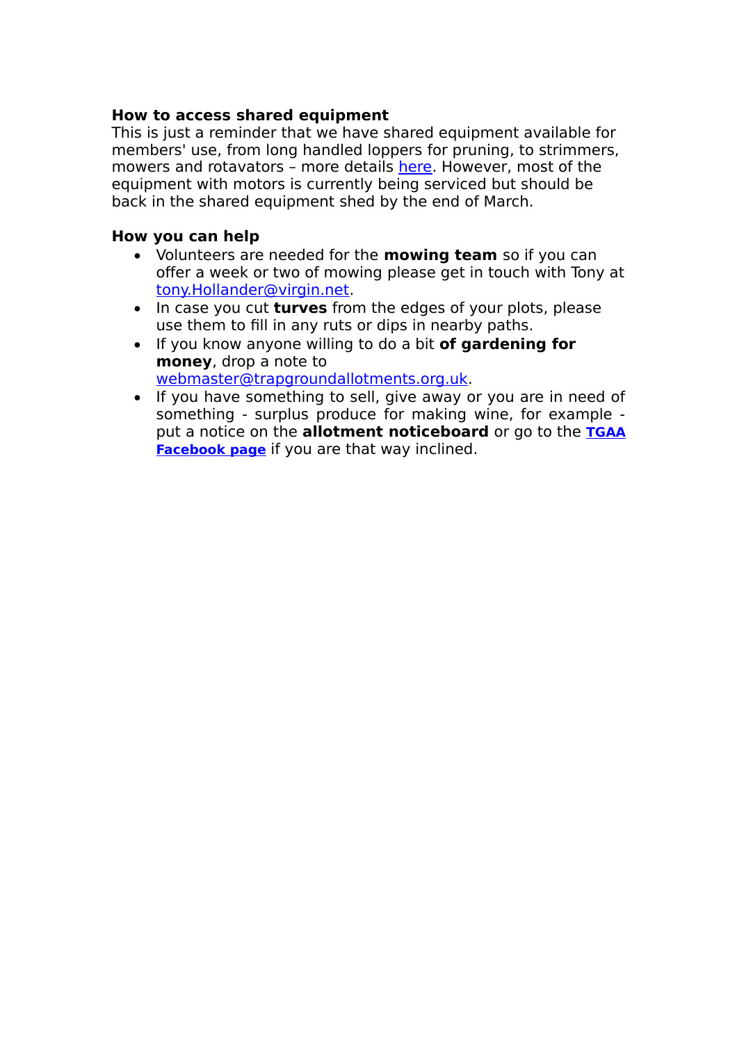**How to access shared equipment**

This is just a reminder that we have shared equipment available for members' use, from long handled loppers for pruning, to strimmers, mowers and rotavators – more details here. However, most of the equipment with motors is currently being serviced but should be back in the shared equipment shed by the end of March.

**How you can help**

- Volunteers are needed for the **mowing team** so if you can offer a week or two of mowing please get in touch with Tony at tony.Hollander@virgin.net.
- In case you cut **turves** from the edges of your plots, please use them to fill in any ruts or dips in nearby paths.
- If you know anyone willing to do a bit **of gardening for money**, drop a note to webmaster@trapgroundallotments.org.uk.
- If you have something to sell, give away or you are in need of something - surplus produce for making wine, for example - put a notice on the **allotment noticeboard** or go to the **TGAA Facebook page** if you are that way inclined.